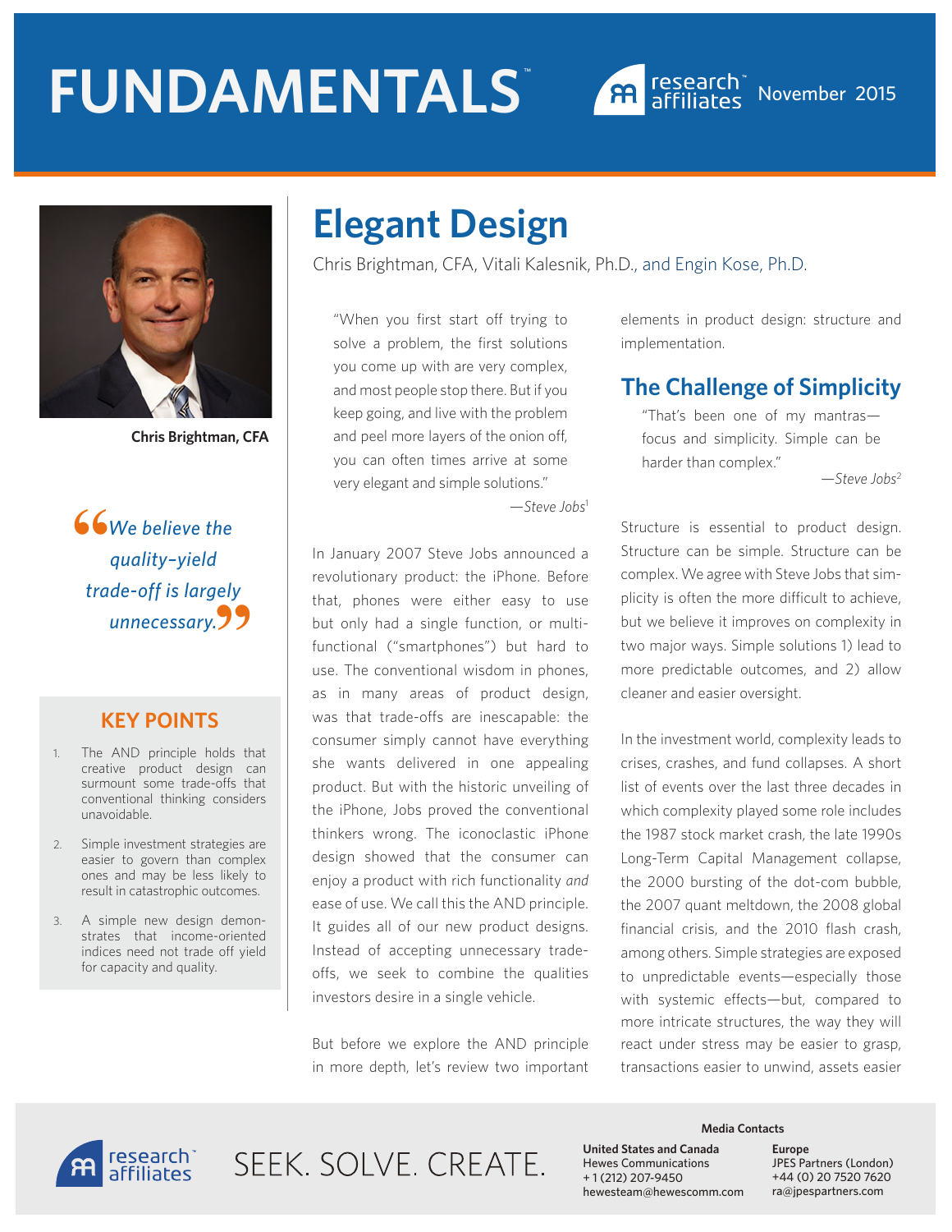# FUNDAMENTALS™

research affiliates

November 2015

Chris Brightman, CFA

*"We believe the quality-yield trade-off is largely unnecessary."*

## KEY POINTS

1. The AND principle holds that creative product design can surmount some trade-offs that conventional thinking considers unavoidable.
2. Simple investment strategies are easier to govern than complex ones and may be less likely to result in catastrophic outcomes.
3. A simple new design demonstrates that income-oriented indices need not trade off yield for capacity and quality.

# Elegant Design

Chris Brightman, CFA, Vitali Kalesnik, Ph.D., and Engin Kose, Ph.D.

> "When you first start off trying to solve a problem, the first solutions you come up with are very complex, and most people stop there. But if you keep going, and live with the problem and peel more layers of the onion off, you can often times arrive at some very elegant and simple solutions."
>
> —*Steve Jobs*[1]

In January 2007 Steve Jobs announced a revolutionary product: the iPhone. Before that, phones were either easy to use but only had a single function, or multi-functional ("smartphones") but hard to use. The conventional wisdom in phones, as in many areas of product design, was that trade-offs are inescapable: the consumer simply cannot have everything she wants delivered in one appealing product. But with the historic unveiling of the iPhone, Jobs proved the conventional thinkers wrong. The iconoclastic iPhone design showed that the consumer can enjoy a product with rich functionality *and* ease of use. We call this the AND principle. It guides all of our new product designs. Instead of accepting unnecessary trade-offs, we seek to combine the qualities investors desire in a single vehicle.

But before we explore the AND principle in more depth, let's review two important elements in product design: structure and implementation.

## The Challenge of Simplicity

> "That's been one of my mantras—focus and simplicity. Simple can be harder than complex."
>
> —*Steve Jobs*[2]

Structure is essential to product design. Structure can be simple. Structure can be complex. We agree with Steve Jobs that simplicity is often the more difficult to achieve, but we believe it improves on complexity in two major ways. Simple solutions 1) lead to more predictable outcomes, and 2) allow cleaner and easier oversight.

In the investment world, complexity leads to crises, crashes, and fund collapses. A short list of events over the last three decades in which complexity played some role includes the 1987 stock market crash, the late 1990s Long-Term Capital Management collapse, the 2000 bursting of the dot-com bubble, the 2007 quant meltdown, the 2008 global financial crisis, and the 2010 flash crash, among others. Simple strategies are exposed to unpredictable events—especially those with systemic effects—but, compared to more intricate structures, the way they will react under stress may be easier to grasp, transactions easier to unwind, assets easier

research affiliates

SEEK. SOLVE. CREATE.

**Media Contacts**

**United States and Canada**
Hewes Communications
+1 (212) 207-9450
hewesteam@hewescomm.com

**Europe**
JPES Partners (London)
+44 (0) 20 7520 7620
ra@jpespartners.com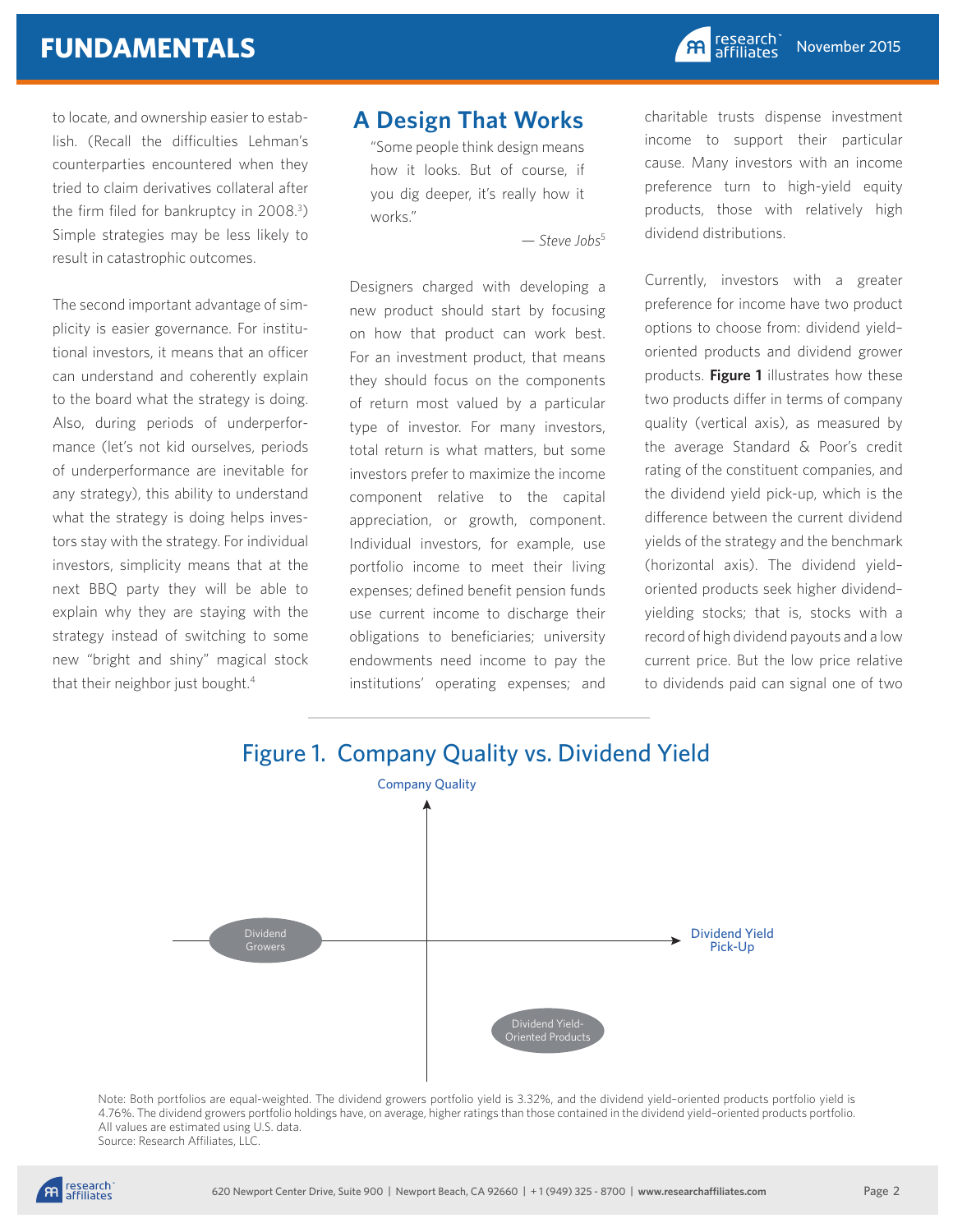to locate, and ownership easier to establish. (Recall the difficulties Lehman's counterparties encountered when they tried to claim derivatives collateral after the firm filed for bankruptcy in 2008.[3]) Simple strategies may be less likely to result in catastrophic outcomes.

The second important advantage of simplicity is easier governance. For institutional investors, it means that an officer can understand and coherently explain to the board what the strategy is doing. Also, during periods of underperformance (let's not kid ourselves, periods of underperformance are inevitable for any strategy), this ability to understand what the strategy is doing helps investors stay with the strategy. For individual investors, simplicity means that at the next BBQ party they will be able to explain why they are staying with the strategy instead of switching to some new "bright and shiny" magical stock that their neighbor just bought.[4]

## A Design That Works

"Some people think design means how it looks. But of course, if you dig deeper, it's really how it works."

— *Steve Jobs*[5]

Designers charged with developing a new product should start by focusing on how that product can work best. For an investment product, that means they should focus on the components of return most valued by a particular type of investor. For many investors, total return is what matters, but some investors prefer to maximize the income component relative to the capital appreciation, or growth, component. Individual investors, for example, use portfolio income to meet their living expenses; defined benefit pension funds use current income to discharge their obligations to beneficiaries; university endowments need income to pay the institutions' operating expenses; and charitable trusts dispense investment income to support their particular cause. Many investors with an income preference turn to high-yield equity products, those with relatively high dividend distributions.

Currently, investors with a greater preference for income have two product options to choose from: dividend yield–oriented products and dividend grower products. **Figure 1** illustrates how these two products differ in terms of company quality (vertical axis), as measured by the average Standard & Poor's credit rating of the constituent companies, and the dividend yield pick-up, which is the difference between the current dividend yields of the strategy and the benchmark (horizontal axis). The dividend yield–oriented products seek higher dividend–yielding stocks; that is, stocks with a record of high dividend payouts and a low current price. But the low price relative to dividends paid can signal one of two

## Figure 1. Company Quality vs. Dividend Yield

Company Quality

Dividend Growers

Dividend Yield Pick-Up

Dividend Yield-Oriented Products

Note: Both portfolios are equal-weighted. The dividend growers portfolio yield is 3.32%, and the dividend yield–oriented products portfolio yield is 4.76%. The dividend growers portfolio holdings have, on average, higher ratings than those contained in the dividend yield–oriented products portfolio. All values are estimated using U.S. data.
Source: Research Affiliates, LLC.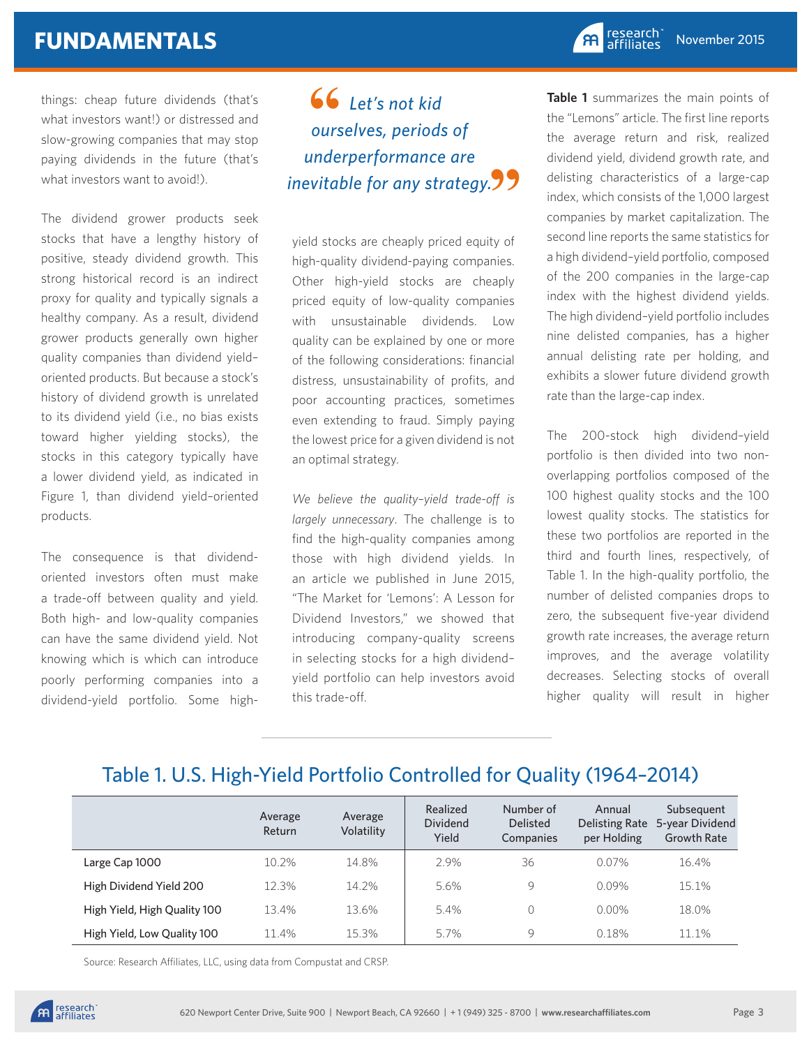things: cheap future dividends (that's what investors want!) or distressed and slow-growing companies that may stop paying dividends in the future (that's what investors want to avoid!).

The dividend grower products seek stocks that have a lengthy history of positive, steady dividend growth. This strong historical record is an indirect proxy for quality and typically signals a healthy company. As a result, dividend grower products generally own higher quality companies than dividend yield–oriented products. But because a stock's history of dividend growth is unrelated to its dividend yield (i.e., no bias exists toward higher yielding stocks), the stocks in this category typically have a lower dividend yield, as indicated in Figure 1, than dividend yield–oriented products.

The consequence is that dividend-oriented investors often must make a trade-off between quality and yield. Both high- and low-quality companies can have the same dividend yield. Not knowing which is which can introduce poorly performing companies into a dividend-yield portfolio. Some high-yield stocks are cheaply priced equity of high-quality dividend-paying companies. Other high-yield stocks are cheaply priced equity of low-quality companies with unsustainable dividends. Low quality can be explained by one or more of the following considerations: financial distress, unsustainability of profits, and poor accounting practices, sometimes even extending to fraud. Simply paying the lowest price for a given dividend is not an optimal strategy.

> *"Let's not kid ourselves, periods of underperformance are inevitable for any strategy."*

*We believe the quality–yield trade-off is largely unnecessary*. The challenge is to find the high-quality companies among those with high dividend yields. In an article we published in June 2015, "The Market for 'Lemons': A Lesson for Dividend Investors," we showed that introducing company-quality screens in selecting stocks for a high dividend–yield portfolio can help investors avoid this trade-off.

**Table 1** summarizes the main points of the "Lemons" article. The first line reports the average return and risk, realized dividend yield, dividend growth rate, and delisting characteristics of a large-cap index, which consists of the 1,000 largest companies by market capitalization. The second line reports the same statistics for a high dividend–yield portfolio, composed of the 200 companies in the large-cap index with the highest dividend yields. The high dividend–yield portfolio includes nine delisted companies, has a higher annual delisting rate per holding, and exhibits a slower future dividend growth rate than the large-cap index.

The 200-stock high dividend–yield portfolio is then divided into two non-overlapping portfolios composed of the 100 highest quality stocks and the 100 lowest quality stocks. The statistics for these two portfolios are reported in the third and fourth lines, respectively, of Table 1. In the high-quality portfolio, the number of delisted companies drops to zero, the subsequent five-year dividend growth rate increases, the average return improves, and the average volatility decreases. Selecting stocks of overall higher quality will result in higher

## Table 1. U.S. High-Yield Portfolio Controlled for Quality (1964–2014)

| | Average Return | Average Volatility | Realized Dividend Yield | Number of Delisted Companies | Annual Delisting Rate per Holding | Subsequent 5-year Dividend Growth Rate |
|---|---|---|---|---|---|---|
| **Large Cap 1000** | 10.2% | 14.8% | 2.9% | 36 | 0.07% | 16.4% |
| **High Dividend Yield 200** | 12.3% | 14.2% | 5.6% | 9 | 0.09% | 15.1% |
| **High Yield, High Quality 100** | 13.4% | 13.6% | 5.4% | 0 | 0.00% | 18.0% |
| **High Yield, Low Quality 100** | 11.4% | 15.3% | 5.7% | 9 | 0.18% | 11.1% |

Source: Research Affiliates, LLC, using data from Compustat and CRSP.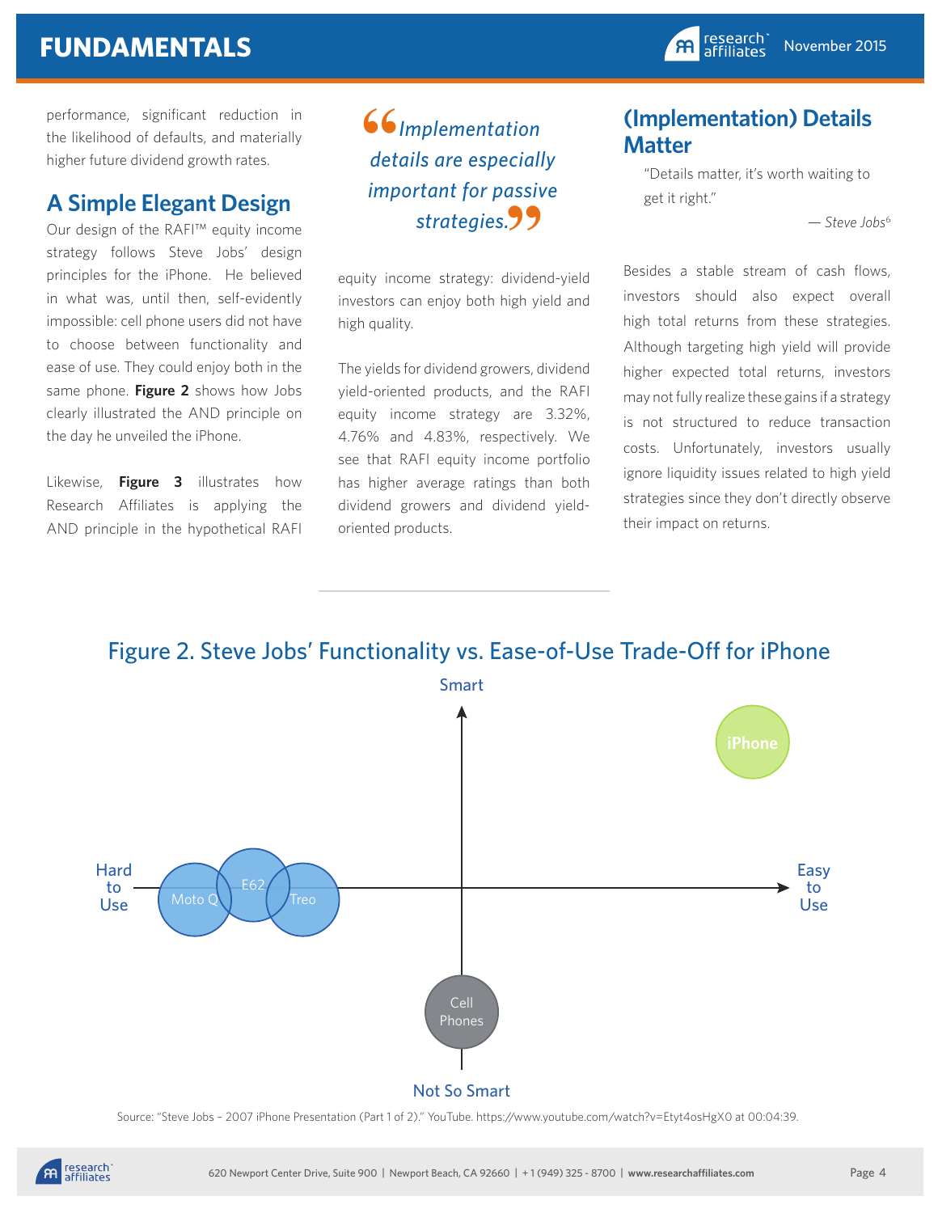performance, significant reduction in the likelihood of defaults, and materially higher future dividend growth rates.

## A Simple Elegant Design

Our design of the RAFI™ equity income strategy follows Steve Jobs' design principles for the iPhone. He believed in what was, until then, self-evidently impossible: cell phone users did not have to choose between functionality and ease of use. They could enjoy both in the same phone. **Figure 2** shows how Jobs clearly illustrated the AND principle on the day he unveiled the iPhone.

Likewise, **Figure 3** illustrates how Research Affiliates is applying the AND principle in the hypothetical RAFI equity income strategy: dividend-yield investors can enjoy both high yield and high quality.

> *"Implementation details are especially important for passive strategies."*

The yields for dividend growers, dividend yield-oriented products, and the RAFI equity income strategy are 3.32%, 4.76% and 4.83%, respectively. We see that RAFI equity income portfolio has higher average ratings than both dividend growers and dividend yield-oriented products.

## (Implementation) Details Matter

> "Details matter, it's worth waiting to get it right."
>
> — *Steve Jobs*[6]

Besides a stable stream of cash flows, investors should also expect overall high total returns from these strategies. Although targeting high yield will provide higher expected total returns, investors may not fully realize these gains if a strategy is not structured to reduce transaction costs. Unfortunately, investors usually ignore liquidity issues related to high yield strategies since they don't directly observe their impact on returns.

### Figure 2. Steve Jobs' Functionality vs. Ease-of-Use Trade-Off for iPhone

Source: "Steve Jobs – 2007 iPhone Presentation (Part 1 of 2)." YouTube. https://www.youtube.com/watch?v=Etyt4osHgX0 at 00:04:39.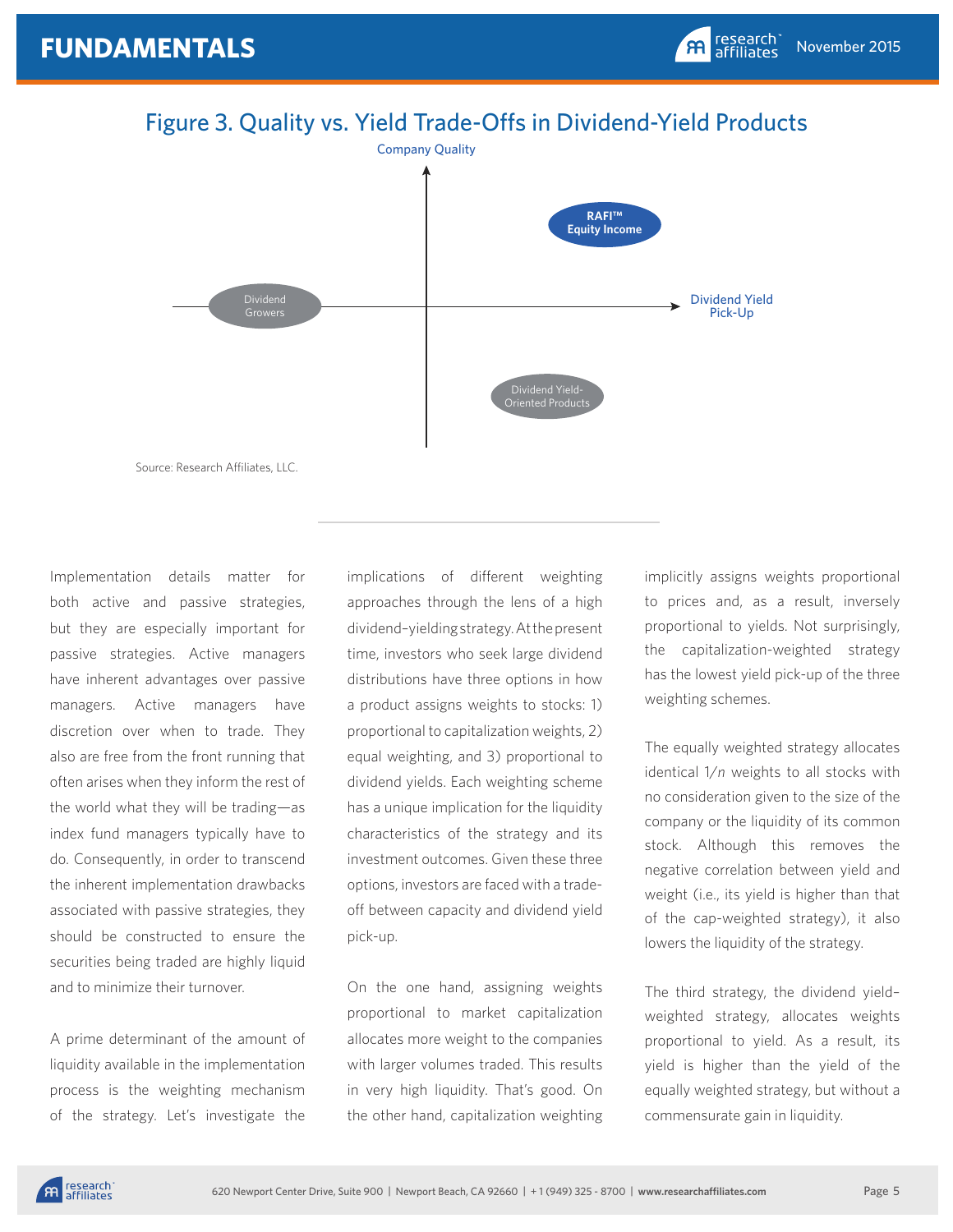## Figure 3. Quality vs. Yield Trade-Offs in Dividend-Yield Products

Company Quality

RAFI™ Equity Income

Dividend Growers

Dividend Yield Pick-Up

Dividend Yield-Oriented Products

Source: Research Affiliates, LLC.

Implementation details matter for both active and passive strategies, but they are especially important for passive strategies. Active managers have inherent advantages over passive managers. Active managers have discretion over when to trade. They also are free from the front running that often arises when they inform the rest of the world what they will be trading—as index fund managers typically have to do. Consequently, in order to transcend the inherent implementation drawbacks associated with passive strategies, they should be constructed to ensure the securities being traded are highly liquid and to minimize their turnover.

A prime determinant of the amount of liquidity available in the implementation process is the weighting mechanism of the strategy. Let's investigate the implications of different weighting approaches through the lens of a high dividend-yielding strategy. At the present time, investors who seek large dividend distributions have three options in how a product assigns weights to stocks: 1) proportional to capitalization weights, 2) equal weighting, and 3) proportional to dividend yields. Each weighting scheme has a unique implication for the liquidity characteristics of the strategy and its investment outcomes. Given these three options, investors are faced with a trade-off between capacity and dividend yield pick-up.

On the one hand, assigning weights proportional to market capitalization allocates more weight to the companies with larger volumes traded. This results in very high liquidity. That's good. On the other hand, capitalization weighting implicitly assigns weights proportional to prices and, as a result, inversely proportional to yields. Not surprisingly, the capitalization-weighted strategy has the lowest yield pick-up of the three weighting schemes.

The equally weighted strategy allocates identical $1/n$ weights to all stocks with no consideration given to the size of the company or the liquidity of its common stock. Although this removes the negative correlation between yield and weight (i.e., its yield is higher than that of the cap-weighted strategy), it also lowers the liquidity of the strategy.

The third strategy, the dividend yield-weighted strategy, allocates weights proportional to yield. As a result, its yield is higher than the yield of the equally weighted strategy, but without a commensurate gain in liquidity.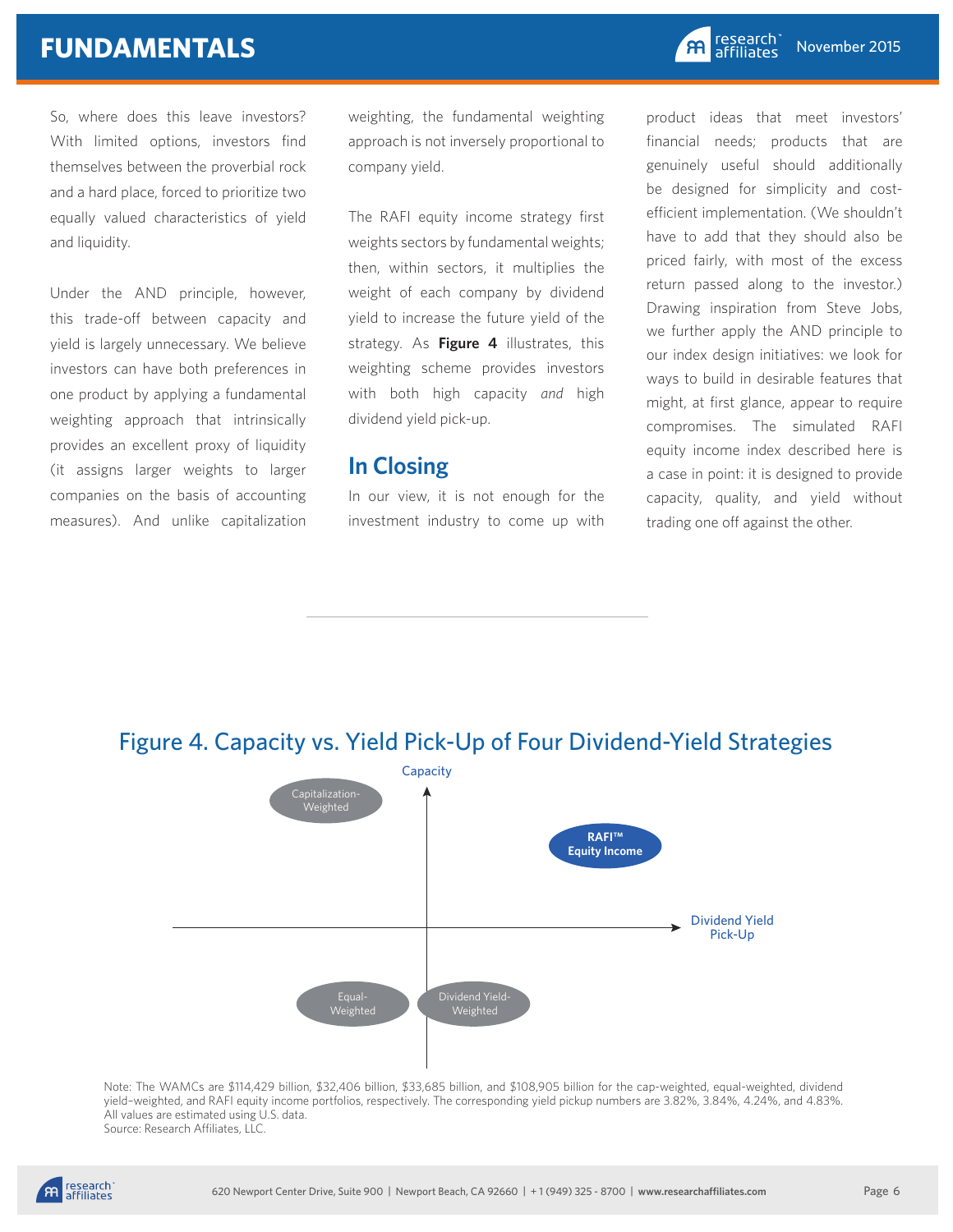So, where does this leave investors? With limited options, investors find themselves between the proverbial rock and a hard place, forced to prioritize two equally valued characteristics of yield and liquidity.

Under the AND principle, however, this trade-off between capacity and yield is largely unnecessary. We believe investors can have both preferences in one product by applying a fundamental weighting approach that intrinsically provides an excellent proxy of liquidity (it assigns larger weights to larger companies on the basis of accounting measures). And unlike capitalization weighting, the fundamental weighting approach is not inversely proportional to company yield.

The RAFI equity income strategy first weights sectors by fundamental weights; then, within sectors, it multiplies the weight of each company by dividend yield to increase the future yield of the strategy. As **Figure 4** illustrates, this weighting scheme provides investors with both high capacity *and* high dividend yield pick-up.

## In Closing

In our view, it is not enough for the investment industry to come up with product ideas that meet investors' financial needs; products that are genuinely useful should additionally be designed for simplicity and cost-efficient implementation. (We shouldn't have to add that they should also be priced fairly, with most of the excess return passed along to the investor.) Drawing inspiration from Steve Jobs, we further apply the AND principle to our index design initiatives: we look for ways to build in desirable features that might, at first glance, appear to require compromises. The simulated RAFI equity income index described here is a case in point: it is designed to provide capacity, quality, and yield without trading one off against the other.

## Figure 4. Capacity vs. Yield Pick-Up of Four Dividend-Yield Strategies

Capacity

Capitalization-Weighted

RAFI™ Equity Income

Dividend Yield Pick-Up

Equal-Weighted

Dividend Yield-Weighted

Note: The WAMCs are $114,429 billion, $32,406 billion, $33,685 billion, and $108,905 billion for the cap-weighted, equal-weighted, dividend yield–weighted, and RAFI equity income portfolios, respectively. The corresponding yield pickup numbers are 3.82%, 3.84%, 4.24%, and 4.83%. All values are estimated using U.S. data.
Source: Research Affiliates, LLC.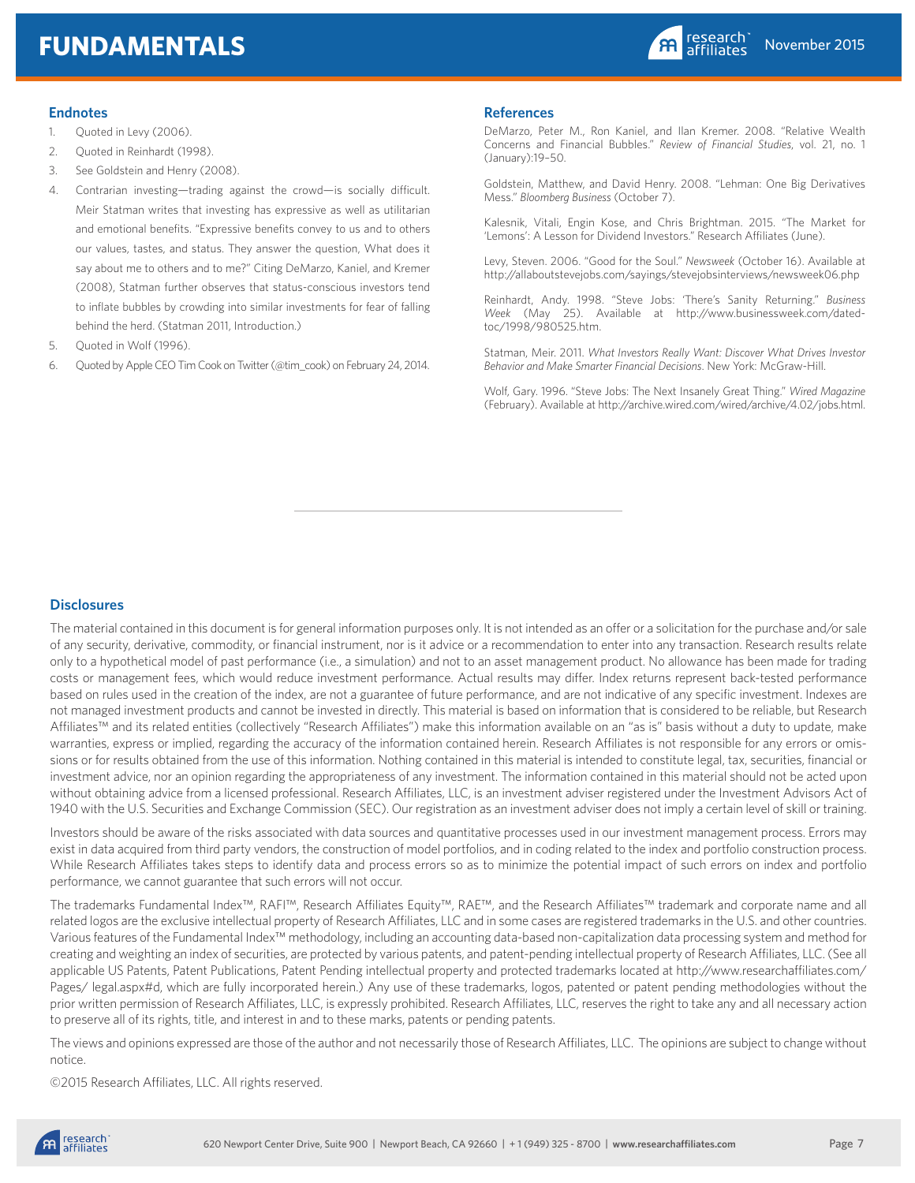## Endnotes

1. Quoted in Levy (2006).
2. Quoted in Reinhardt (1998).
3. See Goldstein and Henry (2008).
4. Contrarian investing—trading against the crowd—is socially difficult. Meir Statman writes that investing has expressive as well as utilitarian and emotional benefits. "Expressive benefits convey to us and to others our values, tastes, and status. They answer the question, What does it say about me to others and to me?" Citing DeMarzo, Kaniel, and Kremer (2008), Statman further observes that status-conscious investors tend to inflate bubbles by crowding into similar investments for fear of falling behind the herd. (Statman 2011, Introduction.)
5. Quoted in Wolf (1996).
6. Quoted by Apple CEO Tim Cook on Twitter (@tim_cook) on February 24, 2014.

## References

DeMarzo, Peter M., Ron Kaniel, and Ilan Kremer. 2008. "Relative Wealth Concerns and Financial Bubbles." *Review of Financial Studies*, vol. 21, no. 1 (January):19–50.

Goldstein, Matthew, and David Henry. 2008. "Lehman: One Big Derivatives Mess." *Bloomberg Business* (October 7).

Kalesnik, Vitali, Engin Kose, and Chris Brightman. 2015. "The Market for 'Lemons': A Lesson for Dividend Investors." Research Affiliates (June).

Levy, Steven. 2006. "Good for the Soul." *Newsweek* (October 16). Available at http://allaboutstevejobs.com/sayings/stevejobsinterviews/newsweek06.php

Reinhardt, Andy. 1998. "Steve Jobs: 'There's Sanity Returning." *Business Week* (May 25). Available at http://www.businessweek.com/dated-toc/1998/980525.htm.

Statman, Meir. 2011. *What Investors Really Want: Discover What Drives Investor Behavior and Make Smarter Financial Decisions*. New York: McGraw-Hill.

Wolf, Gary. 1996. "Steve Jobs: The Next Insanely Great Thing." *Wired Magazine* (February). Available at http://archive.wired.com/wired/archive/4.02/jobs.html.

## Disclosures

The material contained in this document is for general information purposes only. It is not intended as an offer or a solicitation for the purchase and/or sale of any security, derivative, commodity, or financial instrument, nor is it advice or a recommendation to enter into any transaction. Research results relate only to a hypothetical model of past performance (i.e., a simulation) and not to an asset management product. No allowance has been made for trading costs or management fees, which would reduce investment performance. Actual results may differ. Index returns represent back-tested performance based on rules used in the creation of the index, are not a guarantee of future performance, and are not indicative of any specific investment. Indexes are not managed investment products and cannot be invested in directly. This material is based on information that is considered to be reliable, but Research Affiliates™ and its related entities (collectively "Research Affiliates") make this information available on an "as is" basis without a duty to update, make warranties, express or implied, regarding the accuracy of the information contained herein. Research Affiliates is not responsible for any errors or omissions or for results obtained from the use of this information. Nothing contained in this material is intended to constitute legal, tax, securities, financial or investment advice, nor an opinion regarding the appropriateness of any investment. The information contained in this material should not be acted upon without obtaining advice from a licensed professional. Research Affiliates, LLC, is an investment adviser registered under the Investment Advisors Act of 1940 with the U.S. Securities and Exchange Commission (SEC). Our registration as an investment adviser does not imply a certain level of skill or training.

Investors should be aware of the risks associated with data sources and quantitative processes used in our investment management process. Errors may exist in data acquired from third party vendors, the construction of model portfolios, and in coding related to the index and portfolio construction process. While Research Affiliates takes steps to identify data and process errors so as to minimize the potential impact of such errors on index and portfolio performance, we cannot guarantee that such errors will not occur.

The trademarks Fundamental Index™, RAFI™, Research Affiliates Equity™, RAE™, and the Research Affiliates™ trademark and corporate name and all related logos are the exclusive intellectual property of Research Affiliates, LLC and in some cases are registered trademarks in the U.S. and other countries. Various features of the Fundamental Index™ methodology, including an accounting data-based non-capitalization data processing system and method for creating and weighting an index of securities, are protected by various patents, and patent-pending intellectual property of Research Affiliates, LLC. (See all applicable US Patents, Patent Publications, Patent Pending intellectual property and protected trademarks located at http://www.researchaffiliates.com/Pages/ legal.aspx#d, which are fully incorporated herein.) Any use of these trademarks, logos, patented or patent pending methodologies without the prior written permission of Research Affiliates, LLC, is expressly prohibited. Research Affiliates, LLC, reserves the right to take any and all necessary action to preserve all of its rights, title, and interest in and to these marks, patents or pending patents.

The views and opinions expressed are those of the author and not necessarily those of Research Affiliates, LLC. The opinions are subject to change without notice.

©2015 Research Affiliates, LLC. All rights reserved.